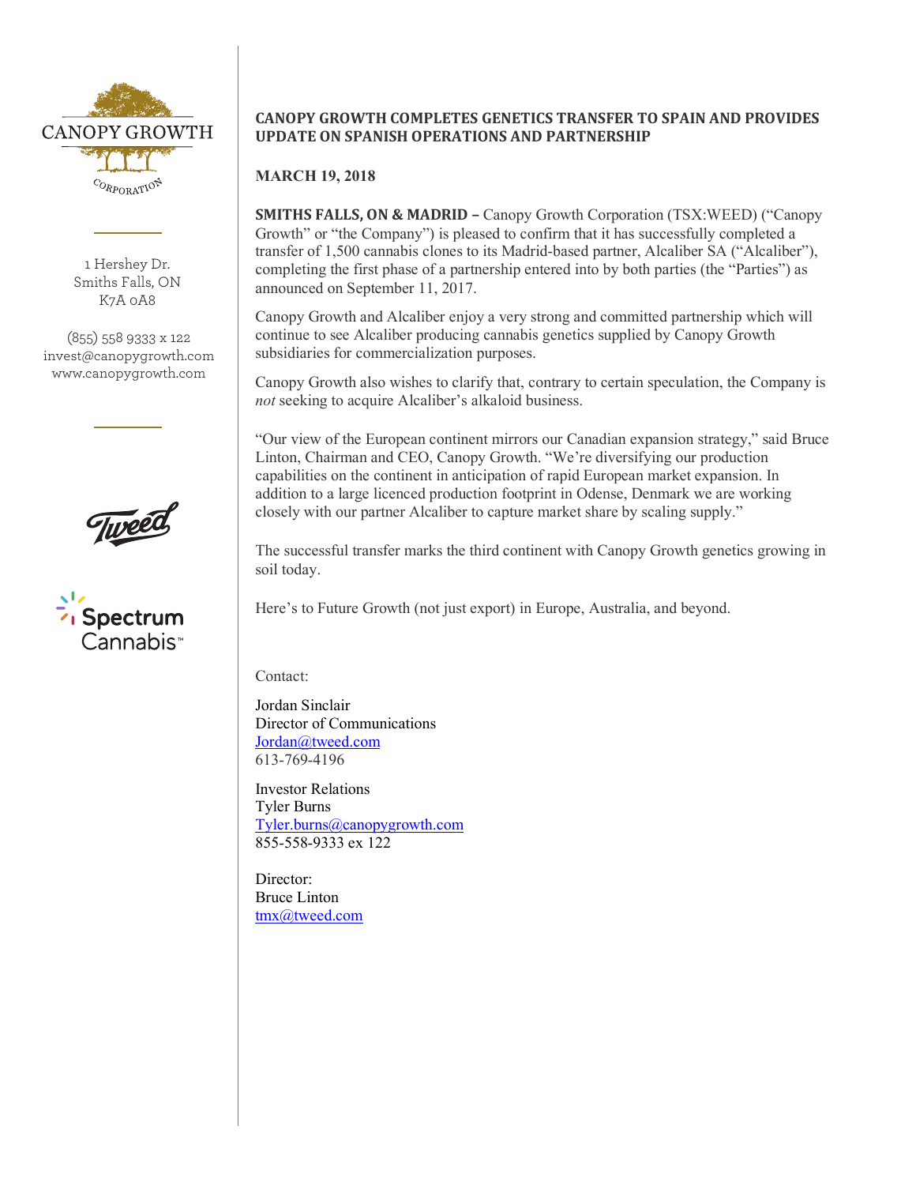CANOPY GROWTH

CORPORATION

1 Hershey Dr.
Smiths Falls, ON
K7A 0A8

(855) 558 9333 x 122
invest@canopygrowth.com
www.canopygrowth.com

Tweed

Spectrum Cannabis™

# CANOPY GROWTH COMPLETES GENETICS TRANSFER TO SPAIN AND PROVIDES UPDATE ON SPANISH OPERATIONS AND PARTNERSHIP

**MARCH 19, 2018**

**SMITHS FALLS, ON & MADRID –** Canopy Growth Corporation (TSX:WEED) ("Canopy Growth" or "the Company") is pleased to confirm that it has successfully completed a transfer of 1,500 cannabis clones to its Madrid-based partner, Alcaliber SA ("Alcaliber"), completing the first phase of a partnership entered into by both parties (the "Parties") as announced on September 11, 2017.

Canopy Growth and Alcaliber enjoy a very strong and committed partnership which will continue to see Alcaliber producing cannabis genetics supplied by Canopy Growth subsidiaries for commercialization purposes.

Canopy Growth also wishes to clarify that, contrary to certain speculation, the Company is *not* seeking to acquire Alcaliber's alkaloid business.

"Our view of the European continent mirrors our Canadian expansion strategy," said Bruce Linton, Chairman and CEO, Canopy Growth. "We're diversifying our production capabilities on the continent in anticipation of rapid European market expansion. In addition to a large licenced production footprint in Odense, Denmark we are working closely with our partner Alcaliber to capture market share by scaling supply."

The successful transfer marks the third continent with Canopy Growth genetics growing in soil today.

Here's to Future Growth (not just export) in Europe, Australia, and beyond.

Contact:

Jordan Sinclair
Director of Communications
Jordan@tweed.com
613-769-4196

Investor Relations
Tyler Burns
Tyler.burns@canopygrowth.com
855-558-9333 ex 122

Director:
Bruce Linton
tmx@tweed.com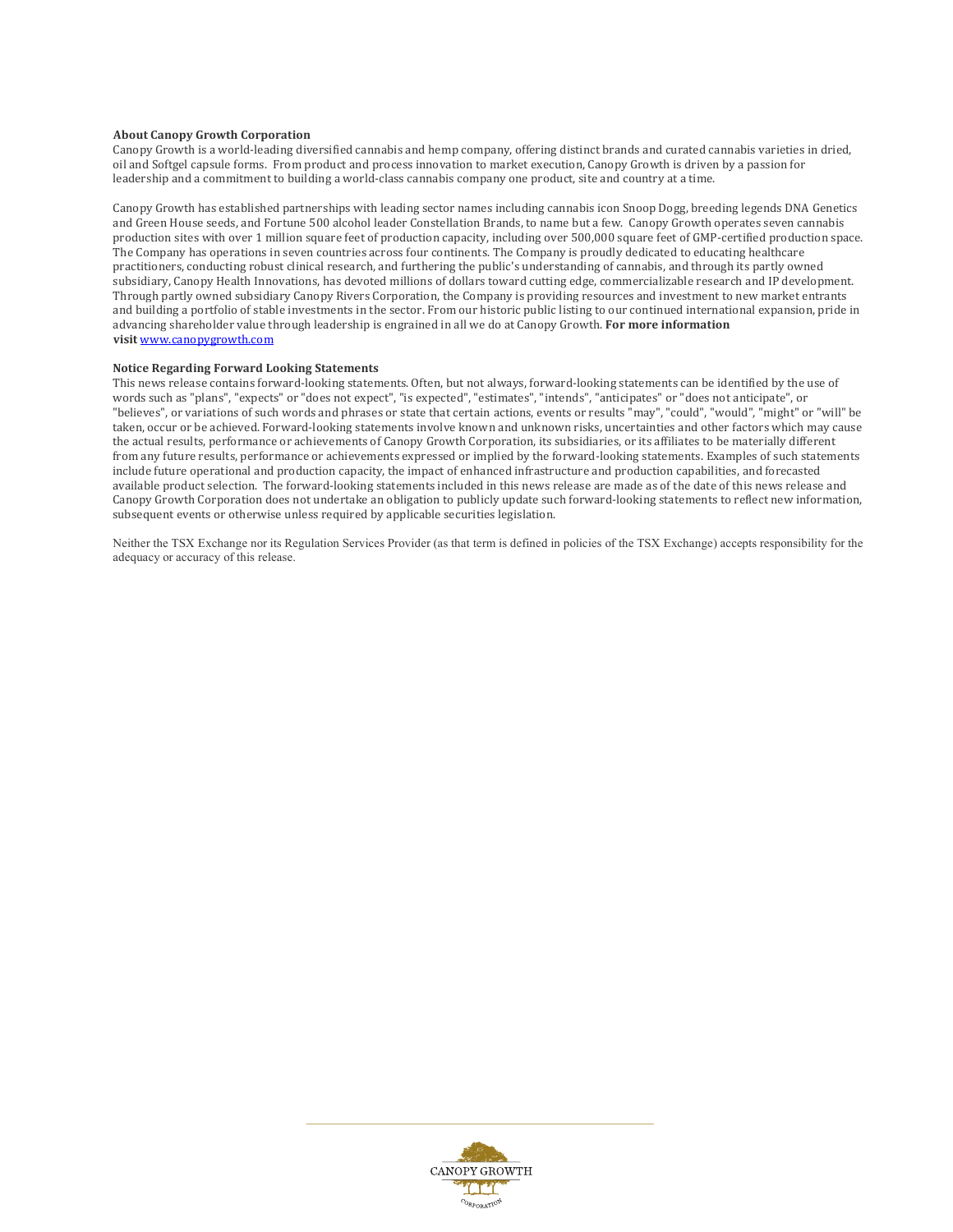**About Canopy Growth Corporation**

Canopy Growth is a world-leading diversified cannabis and hemp company, offering distinct brands and curated cannabis varieties in dried, oil and Softgel capsule forms. From product and process innovation to market execution, Canopy Growth is driven by a passion for leadership and a commitment to building a world-class cannabis company one product, site and country at a time.

Canopy Growth has established partnerships with leading sector names including cannabis icon Snoop Dogg, breeding legends DNA Genetics and Green House seeds, and Fortune 500 alcohol leader Constellation Brands, to name but a few. Canopy Growth operates seven cannabis production sites with over 1 million square feet of production capacity, including over 500,000 square feet of GMP-certified production space. The Company has operations in seven countries across four continents. The Company is proudly dedicated to educating healthcare practitioners, conducting robust clinical research, and furthering the public's understanding of cannabis, and through its partly owned subsidiary, Canopy Health Innovations, has devoted millions of dollars toward cutting edge, commercializable research and IP development. Through partly owned subsidiary Canopy Rivers Corporation, the Company is providing resources and investment to new market entrants and building a portfolio of stable investments in the sector. From our historic public listing to our continued international expansion, pride in advancing shareholder value through leadership is engrained in all we do at Canopy Growth. **For more information visit** www.canopygrowth.com

**Notice Regarding Forward Looking Statements**

This news release contains forward-looking statements. Often, but not always, forward-looking statements can be identified by the use of words such as "plans", "expects" or "does not expect", "is expected", "estimates", "intends", "anticipates" or "does not anticipate", or "believes", or variations of such words and phrases or state that certain actions, events or results "may", "could", "would", "might" or "will" be taken, occur or be achieved. Forward-looking statements involve known and unknown risks, uncertainties and other factors which may cause the actual results, performance or achievements of Canopy Growth Corporation, its subsidiaries, or its affiliates to be materially different from any future results, performance or achievements expressed or implied by the forward-looking statements. Examples of such statements include future operational and production capacity, the impact of enhanced infrastructure and production capabilities, and forecasted available product selection. The forward-looking statements included in this news release are made as of the date of this news release and Canopy Growth Corporation does not undertake an obligation to publicly update such forward-looking statements to reflect new information, subsequent events or otherwise unless required by applicable securities legislation.

Neither the TSX Exchange nor its Regulation Services Provider (as that term is defined in policies of the TSX Exchange) accepts responsibility for the adequacy or accuracy of this release.